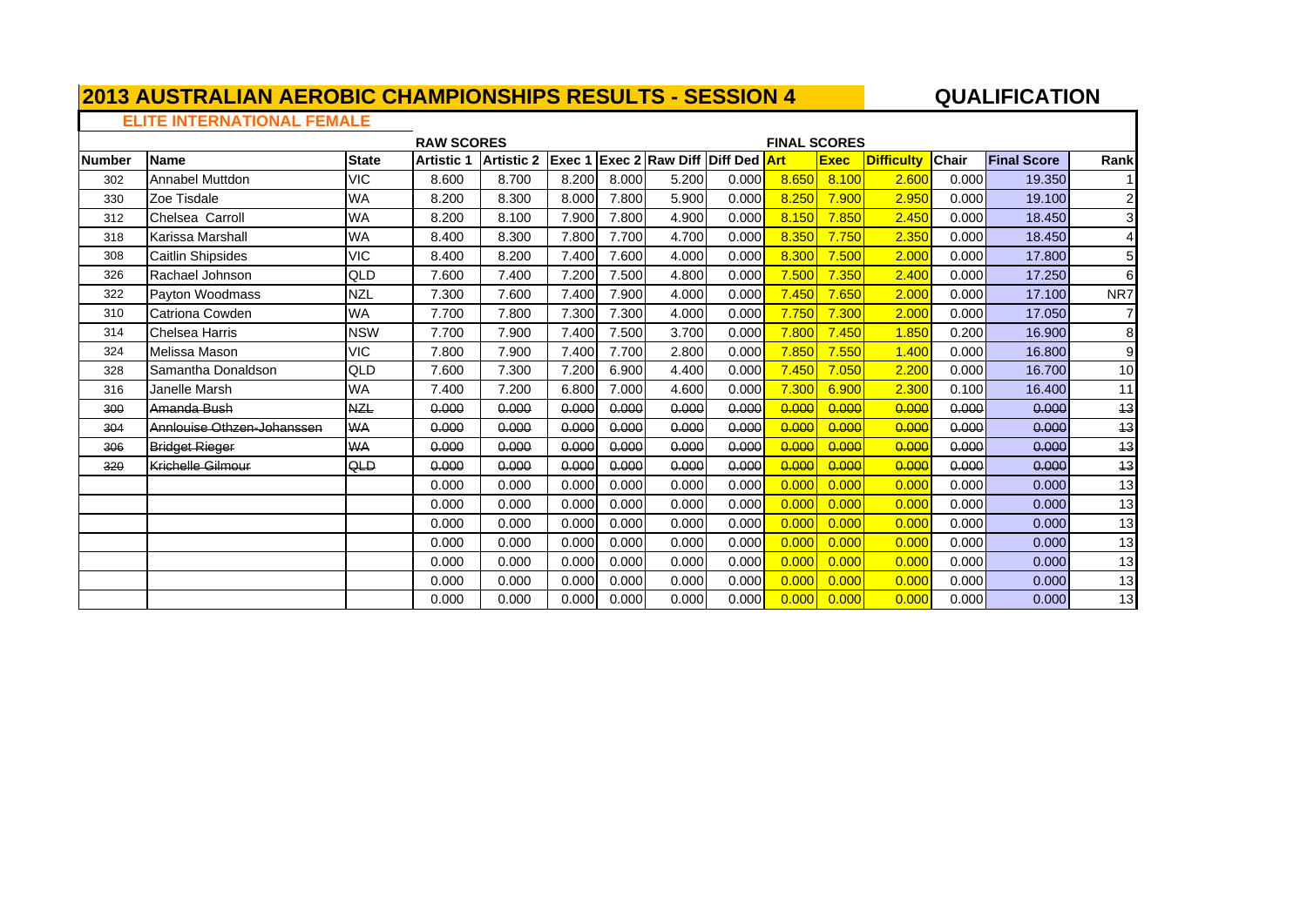# 2013 AUSTRALIAN AEROBIC CHAMPIONSHIPS RESULTS - SESSION 4

**QUALIFICATION**

## ELITE INTERNATIONAL FEMALE

| | | | RAW SCORES | | | | | | FINAL SCORES | | | | | |
|---|---|---|---|---|---|---|---|---|---|---|---|---|---|---|
| Number | Name | State | Artistic 1 | Artistic 2 | Exec 1 | Exec 2 | Raw Diff | Diff Ded | Art | Exec | Difficulty | Chair | Final Score | Rank |
| 302 | Annabel Muttdon | VIC | 8.600 | 8.700 | 8.200 | 8.000 | 5.200 | 0.000 | 8.650 | 8.100 | 2.600 | 0.000 | 19.350 | 1 |
| 330 | Zoe Tisdale | WA | 8.200 | 8.300 | 8.000 | 7.800 | 5.900 | 0.000 | 8.250 | 7.900 | 2.950 | 0.000 | 19.100 | 2 |
| 312 | Chelsea Carroll | WA | 8.200 | 8.100 | 7.900 | 7.800 | 4.900 | 0.000 | 8.150 | 7.850 | 2.450 | 0.000 | 18.450 | 3 |
| 318 | Karissa Marshall | WA | 8.400 | 8.300 | 7.800 | 7.700 | 4.700 | 0.000 | 8.350 | 7.750 | 2.350 | 0.000 | 18.450 | 4 |
| 308 | Caitlin Shipsides | VIC | 8.400 | 8.200 | 7.400 | 7.600 | 4.000 | 0.000 | 8.300 | 7.500 | 2.000 | 0.000 | 17.800 | 5 |
| 326 | Rachael Johnson | QLD | 7.600 | 7.400 | 7.200 | 7.500 | 4.800 | 0.000 | 7.500 | 7.350 | 2.400 | 0.000 | 17.250 | 6 |
| 322 | Payton Woodmass | NZL | 7.300 | 7.600 | 7.400 | 7.900 | 4.000 | 0.000 | 7.450 | 7.650 | 2.000 | 0.000 | 17.100 | NR7 |
| 310 | Catriona Cowden | WA | 7.700 | 7.800 | 7.300 | 7.300 | 4.000 | 0.000 | 7.750 | 7.300 | 2.000 | 0.000 | 17.050 | 7 |
| 314 | Chelsea Harris | NSW | 7.700 | 7.900 | 7.400 | 7.500 | 3.700 | 0.000 | 7.800 | 7.450 | 1.850 | 0.200 | 16.900 | 8 |
| 324 | Melissa Mason | VIC | 7.800 | 7.900 | 7.400 | 7.700 | 2.800 | 0.000 | 7.850 | 7.550 | 1.400 | 0.000 | 16.800 | 9 |
| 328 | Samantha Donaldson | QLD | 7.600 | 7.300 | 7.200 | 6.900 | 4.400 | 0.000 | 7.450 | 7.050 | 2.200 | 0.000 | 16.700 | 10 |
| 316 | Janelle Marsh | WA | 7.400 | 7.200 | 6.800 | 7.000 | 4.600 | 0.000 | 7.300 | 6.900 | 2.300 | 0.100 | 16.400 | 11 |
| ~~300~~ | ~~Amanda Bush~~ | ~~NZL~~ | ~~0.000~~ | ~~0.000~~ | ~~0.000~~ | ~~0.000~~ | ~~0.000~~ | ~~0.000~~ | ~~0.000~~ | ~~0.000~~ | ~~0.000~~ | ~~0.000~~ | ~~0.000~~ | ~~13~~ |
| ~~304~~ | ~~Annlouise Othzen-Johanssen~~ | ~~WA~~ | ~~0.000~~ | ~~0.000~~ | ~~0.000~~ | ~~0.000~~ | ~~0.000~~ | ~~0.000~~ | ~~0.000~~ | ~~0.000~~ | ~~0.000~~ | ~~0.000~~ | ~~0.000~~ | ~~13~~ |
| ~~306~~ | ~~Bridget Rieger~~ | ~~WA~~ | ~~0.000~~ | ~~0.000~~ | ~~0.000~~ | ~~0.000~~ | ~~0.000~~ | ~~0.000~~ | ~~0.000~~ | ~~0.000~~ | ~~0.000~~ | ~~0.000~~ | ~~0.000~~ | ~~13~~ |
| ~~320~~ | ~~Krichelle Gilmour~~ | ~~QLD~~ | ~~0.000~~ | ~~0.000~~ | ~~0.000~~ | ~~0.000~~ | ~~0.000~~ | ~~0.000~~ | ~~0.000~~ | ~~0.000~~ | ~~0.000~~ | ~~0.000~~ | ~~0.000~~ | ~~13~~ |
| | | | 0.000 | 0.000 | 0.000 | 0.000 | 0.000 | 0.000 | 0.000 | 0.000 | 0.000 | 0.000 | 0.000 | 13 |
| | | | 0.000 | 0.000 | 0.000 | 0.000 | 0.000 | 0.000 | 0.000 | 0.000 | 0.000 | 0.000 | 0.000 | 13 |
| | | | 0.000 | 0.000 | 0.000 | 0.000 | 0.000 | 0.000 | 0.000 | 0.000 | 0.000 | 0.000 | 0.000 | 13 |
| | | | 0.000 | 0.000 | 0.000 | 0.000 | 0.000 | 0.000 | 0.000 | 0.000 | 0.000 | 0.000 | 0.000 | 13 |
| | | | 0.000 | 0.000 | 0.000 | 0.000 | 0.000 | 0.000 | 0.000 | 0.000 | 0.000 | 0.000 | 0.000 | 13 |
| | | | 0.000 | 0.000 | 0.000 | 0.000 | 0.000 | 0.000 | 0.000 | 0.000 | 0.000 | 0.000 | 0.000 | 13 |
| | | | 0.000 | 0.000 | 0.000 | 0.000 | 0.000 | 0.000 | 0.000 | 0.000 | 0.000 | 0.000 | 0.000 | 13 |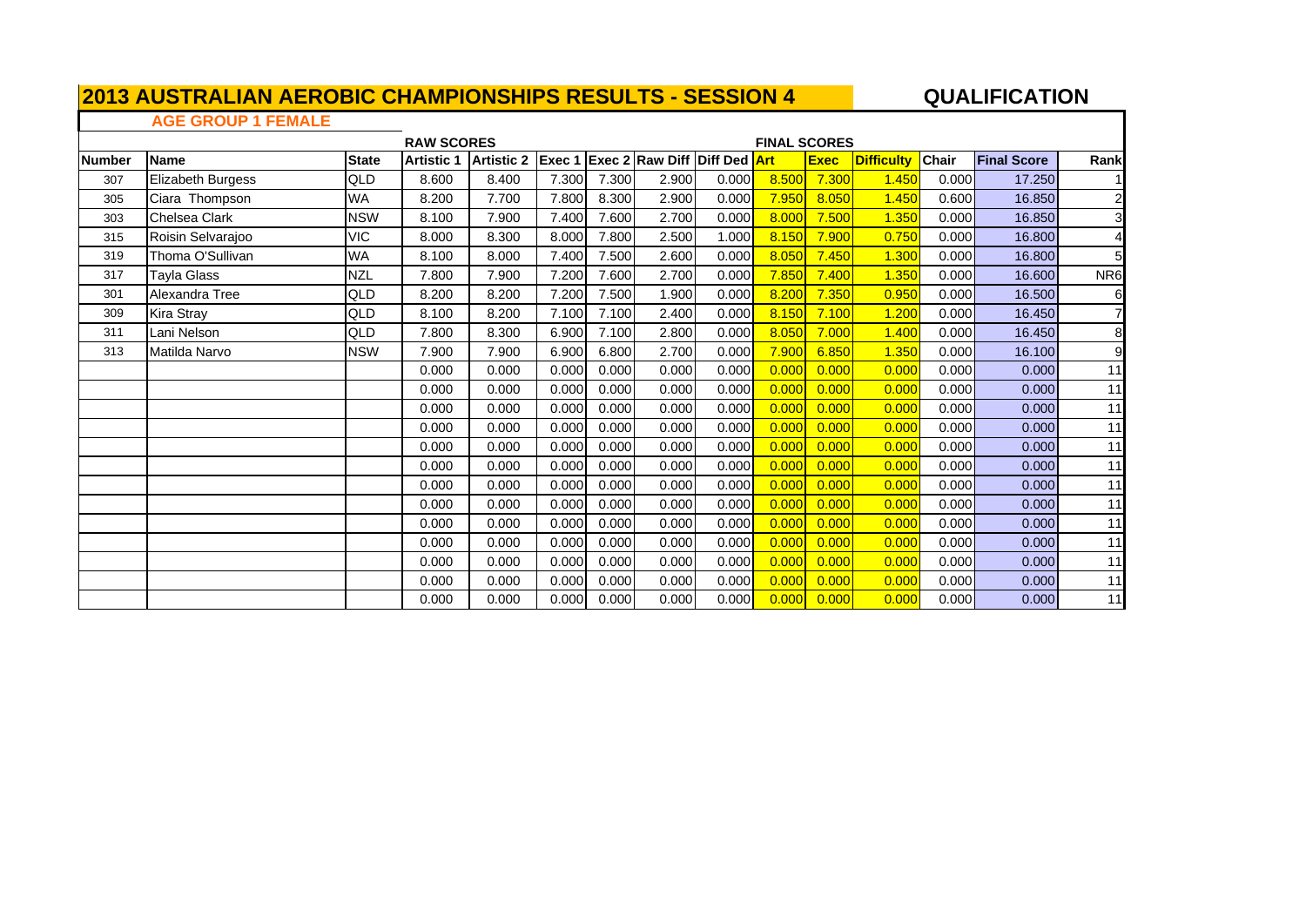# 2013 AUSTRALIAN AEROBIC CHAMPIONSHIPS RESULTS - SESSION 4

## QUALIFICATION

### AGE GROUP 1 FEMALE

| | | | RAW SCORES | | | | | | FINAL SCORES | | | | | |
|---|---|---|---|---|---|---|---|---|---|---|---|---|---|---|
| Number | Name | State | Artistic 1 | Artistic 2 | Exec 1 | Exec 2 | Raw Diff | Diff Ded | Art | Exec | Difficulty | Chair | Final Score | Rank |
| 307 | Elizabeth Burgess | QLD | 8.600 | 8.400 | 7.300 | 7.300 | 2.900 | 0.000 | 8.500 | 7.300 | 1.450 | 0.000 | 17.250 | 1 |
| 305 | Ciara Thompson | WA | 8.200 | 7.700 | 7.800 | 8.300 | 2.900 | 0.000 | 7.950 | 8.050 | 1.450 | 0.600 | 16.850 | 2 |
| 303 | Chelsea Clark | NSW | 8.100 | 7.900 | 7.400 | 7.600 | 2.700 | 0.000 | 8.000 | 7.500 | 1.350 | 0.000 | 16.850 | 3 |
| 315 | Roisin Selvarajoo | VIC | 8.000 | 8.300 | 8.000 | 7.800 | 2.500 | 1.000 | 8.150 | 7.900 | 0.750 | 0.000 | 16.800 | 4 |
| 319 | Thoma O'Sullivan | WA | 8.100 | 8.000 | 7.400 | 7.500 | 2.600 | 0.000 | 8.050 | 7.450 | 1.300 | 0.000 | 16.800 | 5 |
| 317 | Tayla Glass | NZL | 7.800 | 7.900 | 7.200 | 7.600 | 2.700 | 0.000 | 7.850 | 7.400 | 1.350 | 0.000 | 16.600 | NR6 |
| 301 | Alexandra Tree | QLD | 8.200 | 8.200 | 7.200 | 7.500 | 1.900 | 0.000 | 8.200 | 7.350 | 0.950 | 0.000 | 16.500 | 6 |
| 309 | Kira Stray | QLD | 8.100 | 8.200 | 7.100 | 7.100 | 2.400 | 0.000 | 8.150 | 7.100 | 1.200 | 0.000 | 16.450 | 7 |
| 311 | Lani Nelson | QLD | 7.800 | 8.300 | 6.900 | 7.100 | 2.800 | 0.000 | 8.050 | 7.000 | 1.400 | 0.000 | 16.450 | 8 |
| 313 | Matilda Narvo | NSW | 7.900 | 7.900 | 6.900 | 6.800 | 2.700 | 0.000 | 7.900 | 6.850 | 1.350 | 0.000 | 16.100 | 9 |
| | | | 0.000 | 0.000 | 0.000 | 0.000 | 0.000 | 0.000 | 0.000 | 0.000 | 0.000 | 0.000 | 0.000 | 11 |
| | | | 0.000 | 0.000 | 0.000 | 0.000 | 0.000 | 0.000 | 0.000 | 0.000 | 0.000 | 0.000 | 0.000 | 11 |
| | | | 0.000 | 0.000 | 0.000 | 0.000 | 0.000 | 0.000 | 0.000 | 0.000 | 0.000 | 0.000 | 0.000 | 11 |
| | | | 0.000 | 0.000 | 0.000 | 0.000 | 0.000 | 0.000 | 0.000 | 0.000 | 0.000 | 0.000 | 0.000 | 11 |
| | | | 0.000 | 0.000 | 0.000 | 0.000 | 0.000 | 0.000 | 0.000 | 0.000 | 0.000 | 0.000 | 0.000 | 11 |
| | | | 0.000 | 0.000 | 0.000 | 0.000 | 0.000 | 0.000 | 0.000 | 0.000 | 0.000 | 0.000 | 0.000 | 11 |
| | | | 0.000 | 0.000 | 0.000 | 0.000 | 0.000 | 0.000 | 0.000 | 0.000 | 0.000 | 0.000 | 0.000 | 11 |
| | | | 0.000 | 0.000 | 0.000 | 0.000 | 0.000 | 0.000 | 0.000 | 0.000 | 0.000 | 0.000 | 0.000 | 11 |
| | | | 0.000 | 0.000 | 0.000 | 0.000 | 0.000 | 0.000 | 0.000 | 0.000 | 0.000 | 0.000 | 0.000 | 11 |
| | | | 0.000 | 0.000 | 0.000 | 0.000 | 0.000 | 0.000 | 0.000 | 0.000 | 0.000 | 0.000 | 0.000 | 11 |
| | | | 0.000 | 0.000 | 0.000 | 0.000 | 0.000 | 0.000 | 0.000 | 0.000 | 0.000 | 0.000 | 0.000 | 11 |
| | | | 0.000 | 0.000 | 0.000 | 0.000 | 0.000 | 0.000 | 0.000 | 0.000 | 0.000 | 0.000 | 0.000 | 11 |
| | | | 0.000 | 0.000 | 0.000 | 0.000 | 0.000 | 0.000 | 0.000 | 0.000 | 0.000 | 0.000 | 0.000 | 11 |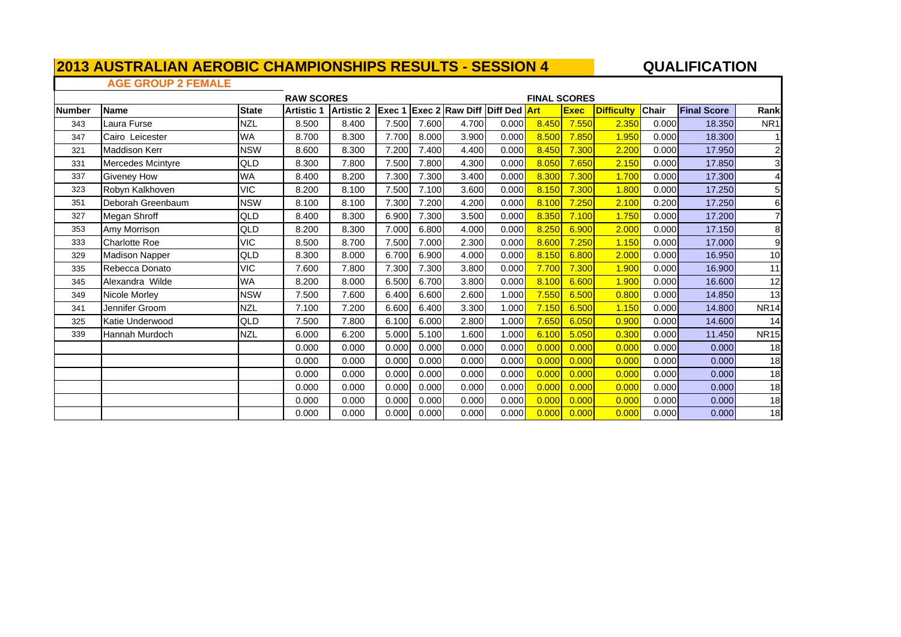# 2013 AUSTRALIAN AEROBIC CHAMPIONSHIPS RESULTS - SESSION 4

## QUALIFICATION

### AGE GROUP 2 FEMALE

| | | | RAW SCORES | | | | | | FINAL SCORES | | | | | |
|---|---|---|---|---|---|---|---|---|---|---|---|---|---|---|
| **Number** | **Name** | **State** | **Artistic 1** | **Artistic 2** | **Exec 1** | **Exec 2** | **Raw Diff** | **Diff Ded** | **Art** | **Exec** | **Difficulty** | **Chair** | **Final Score** | **Rank** |
| 343 | Laura Furse | NZL | 8.500 | 8.400 | 7.500 | 7.600 | 4.700 | 0.000 | 8.450 | 7.550 | 2.350 | 0.000 | 18.350 | NR1 |
| 347 | Cairo Leicester | WA | 8.700 | 8.300 | 7.700 | 8.000 | 3.900 | 0.000 | 8.500 | 7.850 | 1.950 | 0.000 | 18.300 | 1 |
| 321 | Maddison Kerr | NSW | 8.600 | 8.300 | 7.200 | 7.400 | 4.400 | 0.000 | 8.450 | 7.300 | 2.200 | 0.000 | 17.950 | 2 |
| 331 | Mercedes Mcintyre | QLD | 8.300 | 7.800 | 7.500 | 7.800 | 4.300 | 0.000 | 8.050 | 7.650 | 2.150 | 0.000 | 17.850 | 3 |
| 337 | Giveney How | WA | 8.400 | 8.200 | 7.300 | 7.300 | 3.400 | 0.000 | 8.300 | 7.300 | 1.700 | 0.000 | 17.300 | 4 |
| 323 | Robyn Kalkhoven | VIC | 8.200 | 8.100 | 7.500 | 7.100 | 3.600 | 0.000 | 8.150 | 7.300 | 1.800 | 0.000 | 17.250 | 5 |
| 351 | Deborah Greenbaum | NSW | 8.100 | 8.100 | 7.300 | 7.200 | 4.200 | 0.000 | 8.100 | 7.250 | 2.100 | 0.200 | 17.250 | 6 |
| 327 | Megan Shroff | QLD | 8.400 | 8.300 | 6.900 | 7.300 | 3.500 | 0.000 | 8.350 | 7.100 | 1.750 | 0.000 | 17.200 | 7 |
| 353 | Amy Morrison | QLD | 8.200 | 8.300 | 7.000 | 6.800 | 4.000 | 0.000 | 8.250 | 6.900 | 2.000 | 0.000 | 17.150 | 8 |
| 333 | Charlotte Roe | VIC | 8.500 | 8.700 | 7.500 | 7.000 | 2.300 | 0.000 | 8.600 | 7.250 | 1.150 | 0.000 | 17.000 | 9 |
| 329 | Madison Napper | QLD | 8.300 | 8.000 | 6.700 | 6.900 | 4.000 | 0.000 | 8.150 | 6.800 | 2.000 | 0.000 | 16.950 | 10 |
| 335 | Rebecca Donato | VIC | 7.600 | 7.800 | 7.300 | 7.300 | 3.800 | 0.000 | 7.700 | 7.300 | 1.900 | 0.000 | 16.900 | 11 |
| 345 | Alexandra Wilde | WA | 8.200 | 8.000 | 6.500 | 6.700 | 3.800 | 0.000 | 8.100 | 6.600 | 1.900 | 0.000 | 16.600 | 12 |
| 349 | Nicole Morley | NSW | 7.500 | 7.600 | 6.400 | 6.600 | 2.600 | 1.000 | 7.550 | 6.500 | 0.800 | 0.000 | 14.850 | 13 |
| 341 | Jennifer Groom | NZL | 7.100 | 7.200 | 6.600 | 6.400 | 3.300 | 1.000 | 7.150 | 6.500 | 1.150 | 0.000 | 14.800 | NR14 |
| 325 | Katie Underwood | QLD | 7.500 | 7.800 | 6.100 | 6.000 | 2.800 | 1.000 | 7.650 | 6.050 | 0.900 | 0.000 | 14.600 | 14 |
| 339 | Hannah Murdoch | NZL | 6.000 | 6.200 | 5.000 | 5.100 | 1.600 | 1.000 | 6.100 | 5.050 | 0.300 | 0.000 | 11.450 | NR15 |
| | | | 0.000 | 0.000 | 0.000 | 0.000 | 0.000 | 0.000 | 0.000 | 0.000 | 0.000 | 0.000 | 0.000 | 18 |
| | | | 0.000 | 0.000 | 0.000 | 0.000 | 0.000 | 0.000 | 0.000 | 0.000 | 0.000 | 0.000 | 0.000 | 18 |
| | | | 0.000 | 0.000 | 0.000 | 0.000 | 0.000 | 0.000 | 0.000 | 0.000 | 0.000 | 0.000 | 0.000 | 18 |
| | | | 0.000 | 0.000 | 0.000 | 0.000 | 0.000 | 0.000 | 0.000 | 0.000 | 0.000 | 0.000 | 0.000 | 18 |
| | | | 0.000 | 0.000 | 0.000 | 0.000 | 0.000 | 0.000 | 0.000 | 0.000 | 0.000 | 0.000 | 0.000 | 18 |
| | | | 0.000 | 0.000 | 0.000 | 0.000 | 0.000 | 0.000 | 0.000 | 0.000 | 0.000 | 0.000 | 0.000 | 18 |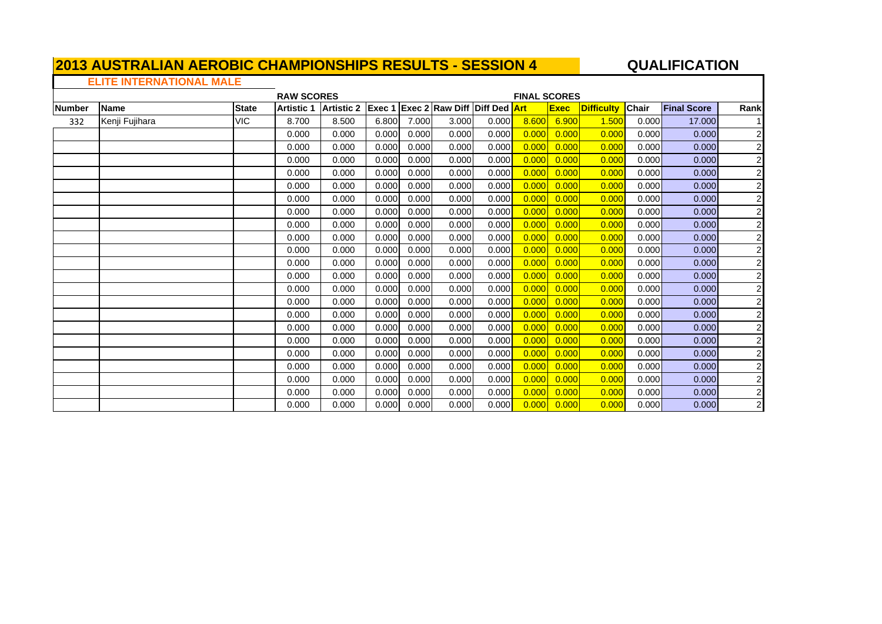# 2013 AUSTRALIAN AEROBIC CHAMPIONSHIPS RESULTS - SESSION 4

## QUALIFICATION

### ELITE INTERNATIONAL MALE

| | | | RAW SCORES | | | | | | FINAL SCORES | | | | | |
|---|---|---|---|---|---|---|---|---|---|---|---|---|---|---|
| Number | Name | State | Artistic 1 | Artistic 2 | Exec 1 | Exec 2 | Raw Diff | Diff Ded | Art | Exec | Difficulty | Chair | Final Score | Rank |
| 332 | Kenji Fujihara | VIC | 8.700 | 8.500 | 6.800 | 7.000 | 3.000 | 0.000 | 8.600 | 6.900 | 1.500 | 0.000 | 17.000 | 1 |
| | | | 0.000 | 0.000 | 0.000 | 0.000 | 0.000 | 0.000 | 0.000 | 0.000 | 0.000 | 0.000 | 0.000 | 2 |
| | | | 0.000 | 0.000 | 0.000 | 0.000 | 0.000 | 0.000 | 0.000 | 0.000 | 0.000 | 0.000 | 0.000 | 2 |
| | | | 0.000 | 0.000 | 0.000 | 0.000 | 0.000 | 0.000 | 0.000 | 0.000 | 0.000 | 0.000 | 0.000 | 2 |
| | | | 0.000 | 0.000 | 0.000 | 0.000 | 0.000 | 0.000 | 0.000 | 0.000 | 0.000 | 0.000 | 0.000 | 2 |
| | | | 0.000 | 0.000 | 0.000 | 0.000 | 0.000 | 0.000 | 0.000 | 0.000 | 0.000 | 0.000 | 0.000 | 2 |
| | | | 0.000 | 0.000 | 0.000 | 0.000 | 0.000 | 0.000 | 0.000 | 0.000 | 0.000 | 0.000 | 0.000 | 2 |
| | | | 0.000 | 0.000 | 0.000 | 0.000 | 0.000 | 0.000 | 0.000 | 0.000 | 0.000 | 0.000 | 0.000 | 2 |
| | | | 0.000 | 0.000 | 0.000 | 0.000 | 0.000 | 0.000 | 0.000 | 0.000 | 0.000 | 0.000 | 0.000 | 2 |
| | | | 0.000 | 0.000 | 0.000 | 0.000 | 0.000 | 0.000 | 0.000 | 0.000 | 0.000 | 0.000 | 0.000 | 2 |
| | | | 0.000 | 0.000 | 0.000 | 0.000 | 0.000 | 0.000 | 0.000 | 0.000 | 0.000 | 0.000 | 0.000 | 2 |
| | | | 0.000 | 0.000 | 0.000 | 0.000 | 0.000 | 0.000 | 0.000 | 0.000 | 0.000 | 0.000 | 0.000 | 2 |
| | | | 0.000 | 0.000 | 0.000 | 0.000 | 0.000 | 0.000 | 0.000 | 0.000 | 0.000 | 0.000 | 0.000 | 2 |
| | | | 0.000 | 0.000 | 0.000 | 0.000 | 0.000 | 0.000 | 0.000 | 0.000 | 0.000 | 0.000 | 0.000 | 2 |
| | | | 0.000 | 0.000 | 0.000 | 0.000 | 0.000 | 0.000 | 0.000 | 0.000 | 0.000 | 0.000 | 0.000 | 2 |
| | | | 0.000 | 0.000 | 0.000 | 0.000 | 0.000 | 0.000 | 0.000 | 0.000 | 0.000 | 0.000 | 0.000 | 2 |
| | | | 0.000 | 0.000 | 0.000 | 0.000 | 0.000 | 0.000 | 0.000 | 0.000 | 0.000 | 0.000 | 0.000 | 2 |
| | | | 0.000 | 0.000 | 0.000 | 0.000 | 0.000 | 0.000 | 0.000 | 0.000 | 0.000 | 0.000 | 0.000 | 2 |
| | | | 0.000 | 0.000 | 0.000 | 0.000 | 0.000 | 0.000 | 0.000 | 0.000 | 0.000 | 0.000 | 0.000 | 2 |
| | | | 0.000 | 0.000 | 0.000 | 0.000 | 0.000 | 0.000 | 0.000 | 0.000 | 0.000 | 0.000 | 0.000 | 2 |
| | | | 0.000 | 0.000 | 0.000 | 0.000 | 0.000 | 0.000 | 0.000 | 0.000 | 0.000 | 0.000 | 0.000 | 2 |
| | | | 0.000 | 0.000 | 0.000 | 0.000 | 0.000 | 0.000 | 0.000 | 0.000 | 0.000 | 0.000 | 0.000 | 2 |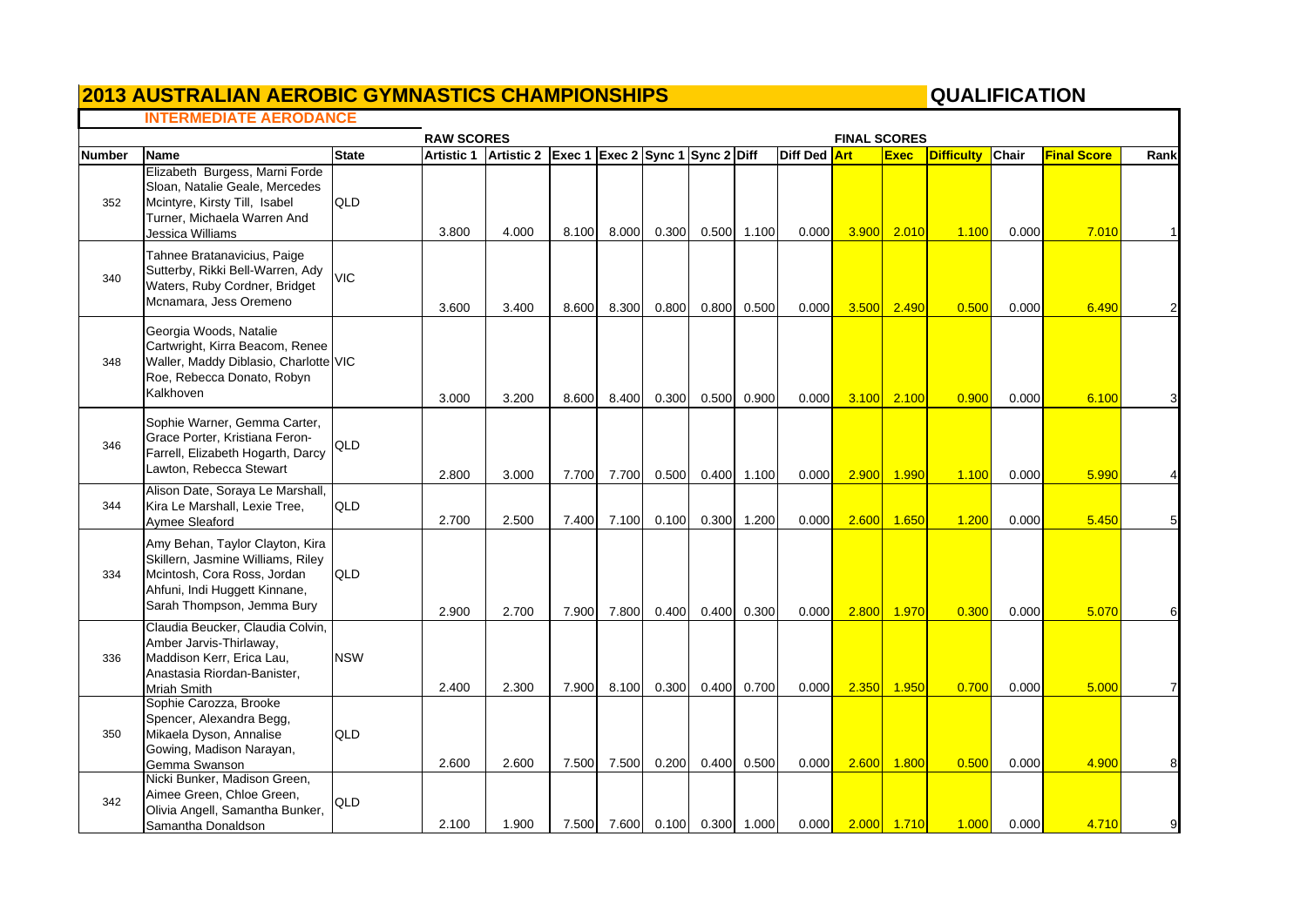# 2013 AUSTRALIAN AEROBIC GYMNASTICS CHAMPIONSHIPS

**QUALIFICATION**

## INTERMEDIATE AERODANCE

| | | | RAW SCORES | | | | | | | | FINAL SCORES | | | | | |
|---|---|---|---|---|---|---|---|---|---|---|---|---|---|---|---|---|
| **Number** | **Name** | **State** | **Artistic 1** | **Artistic 2** | **Exec 1** | **Exec 2** | **Sync 1** | **Sync 2** | **Diff** | **Diff Ded** | **Art** | **Exec** | **Difficulty** | **Chair** | **Final Score** | **Rank** |
| 352 | Elizabeth Burgess, Marni Forde Sloan, Natalie Geale, Mercedes Mcintyre, Kirsty Till, Isabel Turner, Michaela Warren And Jessica Williams | QLD | 3.800 | 4.000 | 8.100 | 8.000 | 0.300 | 0.500 | 1.100 | 0.000 | 3.900 | 2.010 | 1.100 | 0.000 | 7.010 | 1 |
| 340 | Tahnee Bratanavicius, Paige Sutterby, Rikki Bell-Warren, Ady Waters, Ruby Cordner, Bridget Mcnamara, Jess Oremeno | VIC | 3.600 | 3.400 | 8.600 | 8.300 | 0.800 | 0.800 | 0.500 | 0.000 | 3.500 | 2.490 | 0.500 | 0.000 | 6.490 | 2 |
| 348 | Georgia Woods, Natalie Cartwright, Kirra Beacom, Renee Waller, Maddy Diblasio, Charlotte Roe, Rebecca Donato, Robyn Kalkhoven | VIC | 3.000 | 3.200 | 8.600 | 8.400 | 0.300 | 0.500 | 0.900 | 0.000 | 3.100 | 2.100 | 0.900 | 0.000 | 6.100 | 3 |
| 346 | Sophie Warner, Gemma Carter, Grace Porter, Kristiana Feron-Farrell, Elizabeth Hogarth, Darcy Lawton, Rebecca Stewart | QLD | 2.800 | 3.000 | 7.700 | 7.700 | 0.500 | 0.400 | 1.100 | 0.000 | 2.900 | 1.990 | 1.100 | 0.000 | 5.990 | 4 |
| 344 | Alison Date, Soraya Le Marshall, Kira Le Marshall, Lexie Tree, Aymee Sleaford | QLD | 2.700 | 2.500 | 7.400 | 7.100 | 0.100 | 0.300 | 1.200 | 0.000 | 2.600 | 1.650 | 1.200 | 0.000 | 5.450 | 5 |
| 334 | Amy Behan, Taylor Clayton, Kira Skillern, Jasmine Williams, Riley Mcintosh, Cora Ross, Jordan Ahfuni, Indi Huggett Kinnane, Sarah Thompson, Jemma Bury | QLD | 2.900 | 2.700 | 7.900 | 7.800 | 0.400 | 0.400 | 0.300 | 0.000 | 2.800 | 1.970 | 0.300 | 0.000 | 5.070 | 6 |
| 336 | Claudia Beucker, Claudia Colvin, Amber Jarvis-Thirlaway, Maddison Kerr, Erica Lau, Anastasia Riordan-Banister, Mriah Smith | NSW | 2.400 | 2.300 | 7.900 | 8.100 | 0.300 | 0.400 | 0.700 | 0.000 | 2.350 | 1.950 | 0.700 | 0.000 | 5.000 | 7 |
| 350 | Sophie Carozza, Brooke Spencer, Alexandra Begg, Mikaela Dyson, Annalise Gowing, Madison Narayan, Gemma Swanson | QLD | 2.600 | 2.600 | 7.500 | 7.500 | 0.200 | 0.400 | 0.500 | 0.000 | 2.600 | 1.800 | 0.500 | 0.000 | 4.900 | 8 |
| 342 | Nicki Bunker, Madison Green, Aimee Green, Chloe Green, Olivia Angell, Samantha Bunker, Samantha Donaldson | QLD | 2.100 | 1.900 | 7.500 | 7.600 | 0.100 | 0.300 | 1.000 | 0.000 | 2.000 | 1.710 | 1.000 | 0.000 | 4.710 | 9 |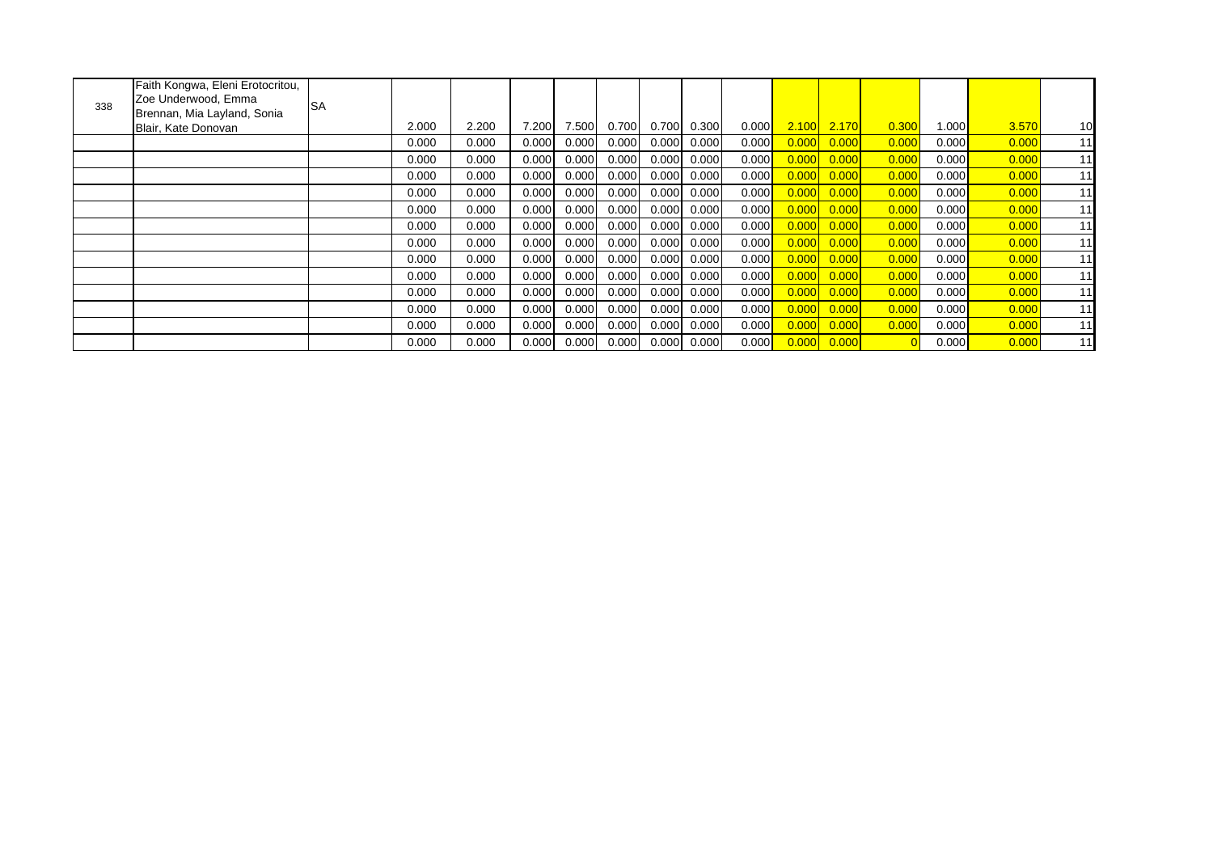| | | | | | | | | | | | | | | | | | |
|---|---|---|---|---|---|---|---|---|---|---|---|---|---|---|---|---|---|
| 338 | Faith Kongwa, Eleni Erotocritou, Zoe Underwood, Emma Brennan, Mia Layland, Sonia Blair, Kate Donovan | SA | 2.000 | 2.200 | 7.200 | 7.500 | 0.700 | 0.700 | 0.300 | 0.000 | 2.100 | 2.170 | 0.300 | 1.000 | 3.570 | 10 |
| | | | 0.000 | 0.000 | 0.000 | 0.000 | 0.000 | 0.000 | 0.000 | 0.000 | 0.000 | 0.000 | 0.000 | 0.000 | 0.000 | 11 |
| | | | 0.000 | 0.000 | 0.000 | 0.000 | 0.000 | 0.000 | 0.000 | 0.000 | 0.000 | 0.000 | 0.000 | 0.000 | 0.000 | 11 |
| | | | 0.000 | 0.000 | 0.000 | 0.000 | 0.000 | 0.000 | 0.000 | 0.000 | 0.000 | 0.000 | 0.000 | 0.000 | 0.000 | 11 |
| | | | 0.000 | 0.000 | 0.000 | 0.000 | 0.000 | 0.000 | 0.000 | 0.000 | 0.000 | 0.000 | 0.000 | 0.000 | 0.000 | 11 |
| | | | 0.000 | 0.000 | 0.000 | 0.000 | 0.000 | 0.000 | 0.000 | 0.000 | 0.000 | 0.000 | 0.000 | 0.000 | 0.000 | 11 |
| | | | 0.000 | 0.000 | 0.000 | 0.000 | 0.000 | 0.000 | 0.000 | 0.000 | 0.000 | 0.000 | 0.000 | 0.000 | 0.000 | 11 |
| | | | 0.000 | 0.000 | 0.000 | 0.000 | 0.000 | 0.000 | 0.000 | 0.000 | 0.000 | 0.000 | 0.000 | 0.000 | 0.000 | 11 |
| | | | 0.000 | 0.000 | 0.000 | 0.000 | 0.000 | 0.000 | 0.000 | 0.000 | 0.000 | 0.000 | 0.000 | 0.000 | 0.000 | 11 |
| | | | 0.000 | 0.000 | 0.000 | 0.000 | 0.000 | 0.000 | 0.000 | 0.000 | 0.000 | 0.000 | 0.000 | 0.000 | 0.000 | 11 |
| | | | 0.000 | 0.000 | 0.000 | 0.000 | 0.000 | 0.000 | 0.000 | 0.000 | 0.000 | 0.000 | 0.000 | 0.000 | 0.000 | 11 |
| | | | 0.000 | 0.000 | 0.000 | 0.000 | 0.000 | 0.000 | 0.000 | 0.000 | 0.000 | 0.000 | 0.000 | 0.000 | 0.000 | 11 |
| | | | 0.000 | 0.000 | 0.000 | 0.000 | 0.000 | 0.000 | 0.000 | 0.000 | 0.000 | 0.000 | 0.000 | 0.000 | 0.000 | 11 |
| | | | 0.000 | 0.000 | 0.000 | 0.000 | 0.000 | 0.000 | 0.000 | 0.000 | 0.000 | 0.000 | 0 | 0.000 | 0.000 | 11 |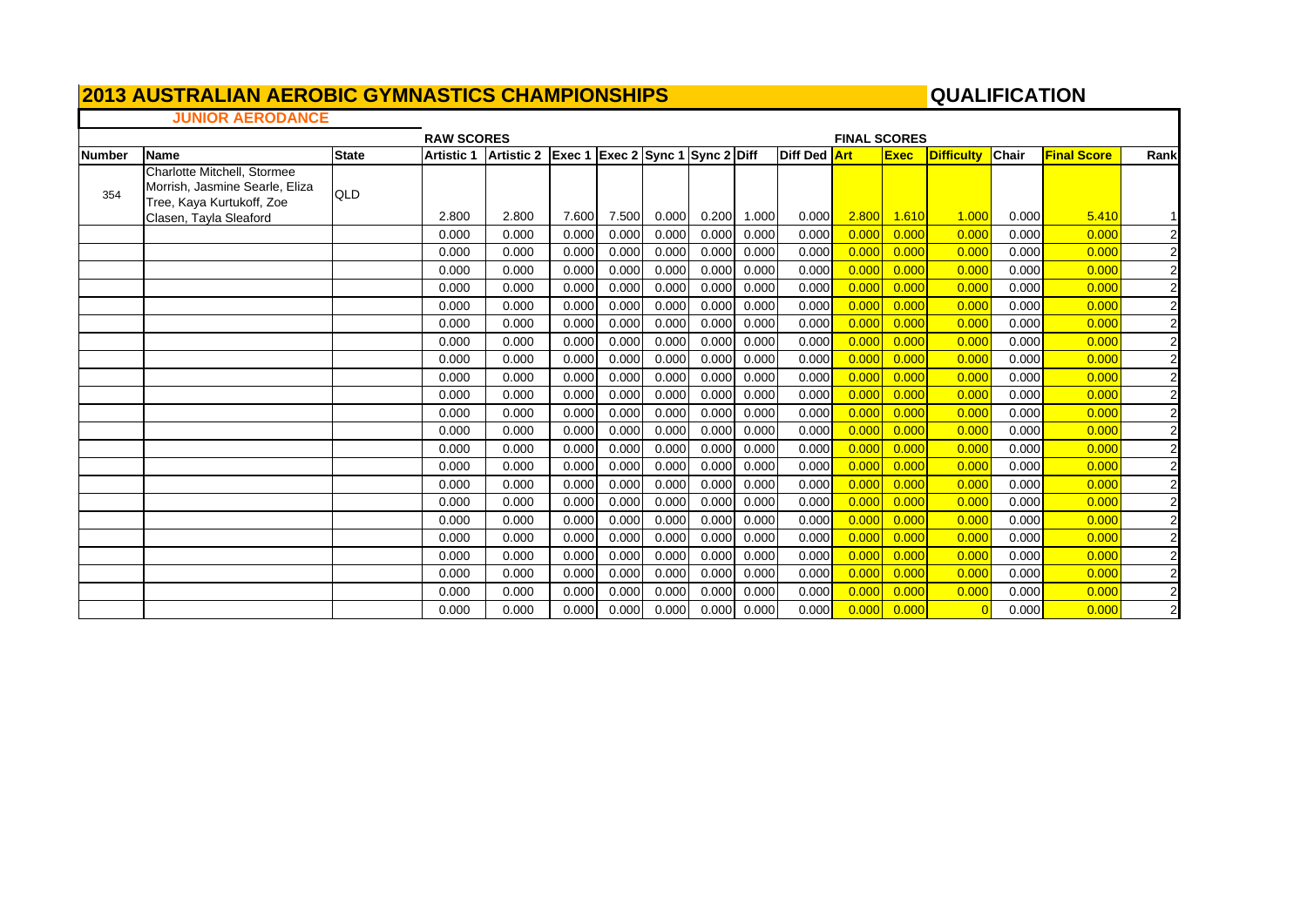# 2013 AUSTRALIAN AEROBIC GYMNASTICS CHAMPIONSHIPS

## QUALIFICATION

### JUNIOR AERODANCE

| | | | RAW SCORES | | | | | | | | FINAL SCORES | | | | | |
|---|---|---|---|---|---|---|---|---|---|---|---|---|---|---|---|---|
| Number | Name | State | Artistic 1 | Artistic 2 | Exec 1 | Exec 2 | Sync 1 | Sync 2 | Diff | Diff Ded | Art | Exec | Difficulty | Chair | Final Score | Rank |
| 354 | Charlotte Mitchell, Stormee Morrish, Jasmine Searle, Eliza Tree, Kaya Kurtukoff, Zoe Clasen, Tayla Sleaford | QLD | 2.800 | 2.800 | 7.600 | 7.500 | 0.000 | 0.200 | 1.000 | 0.000 | 2.800 | 1.610 | 1.000 | 0.000 | 5.410 | 1 |
| | | | 0.000 | 0.000 | 0.000 | 0.000 | 0.000 | 0.000 | 0.000 | 0.000 | 0.000 | 0.000 | 0.000 | 0.000 | 0.000 | 2 |
| | | | 0.000 | 0.000 | 0.000 | 0.000 | 0.000 | 0.000 | 0.000 | 0.000 | 0.000 | 0.000 | 0.000 | 0.000 | 0.000 | 2 |
| | | | 0.000 | 0.000 | 0.000 | 0.000 | 0.000 | 0.000 | 0.000 | 0.000 | 0.000 | 0.000 | 0.000 | 0.000 | 0.000 | 2 |
| | | | 0.000 | 0.000 | 0.000 | 0.000 | 0.000 | 0.000 | 0.000 | 0.000 | 0.000 | 0.000 | 0.000 | 0.000 | 0.000 | 2 |
| | | | 0.000 | 0.000 | 0.000 | 0.000 | 0.000 | 0.000 | 0.000 | 0.000 | 0.000 | 0.000 | 0.000 | 0.000 | 0.000 | 2 |
| | | | 0.000 | 0.000 | 0.000 | 0.000 | 0.000 | 0.000 | 0.000 | 0.000 | 0.000 | 0.000 | 0.000 | 0.000 | 0.000 | 2 |
| | | | 0.000 | 0.000 | 0.000 | 0.000 | 0.000 | 0.000 | 0.000 | 0.000 | 0.000 | 0.000 | 0.000 | 0.000 | 0.000 | 2 |
| | | | 0.000 | 0.000 | 0.000 | 0.000 | 0.000 | 0.000 | 0.000 | 0.000 | 0.000 | 0.000 | 0.000 | 0.000 | 0.000 | 2 |
| | | | 0.000 | 0.000 | 0.000 | 0.000 | 0.000 | 0.000 | 0.000 | 0.000 | 0.000 | 0.000 | 0.000 | 0.000 | 0.000 | 2 |
| | | | 0.000 | 0.000 | 0.000 | 0.000 | 0.000 | 0.000 | 0.000 | 0.000 | 0.000 | 0.000 | 0.000 | 0.000 | 0.000 | 2 |
| | | | 0.000 | 0.000 | 0.000 | 0.000 | 0.000 | 0.000 | 0.000 | 0.000 | 0.000 | 0.000 | 0.000 | 0.000 | 0.000 | 2 |
| | | | 0.000 | 0.000 | 0.000 | 0.000 | 0.000 | 0.000 | 0.000 | 0.000 | 0.000 | 0.000 | 0.000 | 0.000 | 0.000 | 2 |
| | | | 0.000 | 0.000 | 0.000 | 0.000 | 0.000 | 0.000 | 0.000 | 0.000 | 0.000 | 0.000 | 0.000 | 0.000 | 0.000 | 2 |
| | | | 0.000 | 0.000 | 0.000 | 0.000 | 0.000 | 0.000 | 0.000 | 0.000 | 0.000 | 0.000 | 0.000 | 0.000 | 0.000 | 2 |
| | | | 0.000 | 0.000 | 0.000 | 0.000 | 0.000 | 0.000 | 0.000 | 0.000 | 0.000 | 0.000 | 0.000 | 0.000 | 0.000 | 2 |
| | | | 0.000 | 0.000 | 0.000 | 0.000 | 0.000 | 0.000 | 0.000 | 0.000 | 0.000 | 0.000 | 0.000 | 0.000 | 0.000 | 2 |
| | | | 0.000 | 0.000 | 0.000 | 0.000 | 0.000 | 0.000 | 0.000 | 0.000 | 0.000 | 0.000 | 0.000 | 0.000 | 0.000 | 2 |
| | | | 0.000 | 0.000 | 0.000 | 0.000 | 0.000 | 0.000 | 0.000 | 0.000 | 0.000 | 0.000 | 0.000 | 0.000 | 0.000 | 2 |
| | | | 0.000 | 0.000 | 0.000 | 0.000 | 0.000 | 0.000 | 0.000 | 0.000 | 0.000 | 0.000 | 0.000 | 0.000 | 0.000 | 2 |
| | | | 0.000 | 0.000 | 0.000 | 0.000 | 0.000 | 0.000 | 0.000 | 0.000 | 0.000 | 0.000 | 0.000 | 0.000 | 0.000 | 2 |
| | | | 0.000 | 0.000 | 0.000 | 0.000 | 0.000 | 0.000 | 0.000 | 0.000 | 0.000 | 0.000 | 0.000 | 0.000 | 0.000 | 2 |
| | | | 0.000 | 0.000 | 0.000 | 0.000 | 0.000 | 0.000 | 0.000 | 0.000 | 0.000 | 0.000 | 0 | 0.000 | 0.000 | 2 |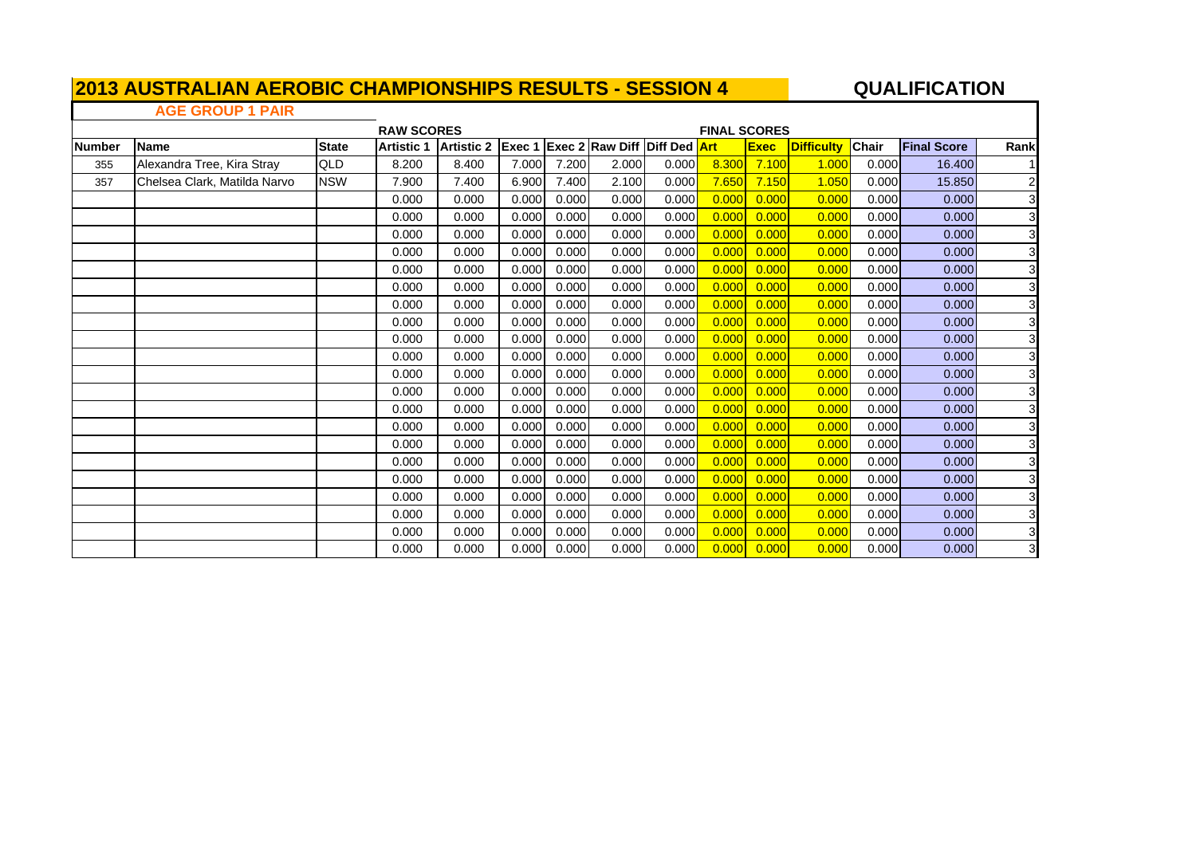# 2013 AUSTRALIAN AEROBIC CHAMPIONSHIPS RESULTS - SESSION 4

## QUALIFICATION

### AGE GROUP 1 PAIR

| | | | RAW SCORES | | | | | | FINAL SCORES | | | | | |
|---|---|---|---|---|---|---|---|---|---|---|---|---|---|---|
| Number | Name | State | Artistic 1 | Artistic 2 | Exec 1 | Exec 2 | Raw Diff | Diff Ded | Art | Exec | Difficulty | Chair | Final Score | Rank |
| 355 | Alexandra Tree, Kira Stray | QLD | 8.200 | 8.400 | 7.000 | 7.200 | 2.000 | 0.000 | 8.300 | 7.100 | 1.000 | 0.000 | 16.400 | 1 |
| 357 | Chelsea Clark, Matilda Narvo | NSW | 7.900 | 7.400 | 6.900 | 7.400 | 2.100 | 0.000 | 7.650 | 7.150 | 1.050 | 0.000 | 15.850 | 2 |
| | | | 0.000 | 0.000 | 0.000 | 0.000 | 0.000 | 0.000 | 0.000 | 0.000 | 0.000 | 0.000 | 0.000 | 3 |
| | | | 0.000 | 0.000 | 0.000 | 0.000 | 0.000 | 0.000 | 0.000 | 0.000 | 0.000 | 0.000 | 0.000 | 3 |
| | | | 0.000 | 0.000 | 0.000 | 0.000 | 0.000 | 0.000 | 0.000 | 0.000 | 0.000 | 0.000 | 0.000 | 3 |
| | | | 0.000 | 0.000 | 0.000 | 0.000 | 0.000 | 0.000 | 0.000 | 0.000 | 0.000 | 0.000 | 0.000 | 3 |
| | | | 0.000 | 0.000 | 0.000 | 0.000 | 0.000 | 0.000 | 0.000 | 0.000 | 0.000 | 0.000 | 0.000 | 3 |
| | | | 0.000 | 0.000 | 0.000 | 0.000 | 0.000 | 0.000 | 0.000 | 0.000 | 0.000 | 0.000 | 0.000 | 3 |
| | | | 0.000 | 0.000 | 0.000 | 0.000 | 0.000 | 0.000 | 0.000 | 0.000 | 0.000 | 0.000 | 0.000 | 3 |
| | | | 0.000 | 0.000 | 0.000 | 0.000 | 0.000 | 0.000 | 0.000 | 0.000 | 0.000 | 0.000 | 0.000 | 3 |
| | | | 0.000 | 0.000 | 0.000 | 0.000 | 0.000 | 0.000 | 0.000 | 0.000 | 0.000 | 0.000 | 0.000 | 3 |
| | | | 0.000 | 0.000 | 0.000 | 0.000 | 0.000 | 0.000 | 0.000 | 0.000 | 0.000 | 0.000 | 0.000 | 3 |
| | | | 0.000 | 0.000 | 0.000 | 0.000 | 0.000 | 0.000 | 0.000 | 0.000 | 0.000 | 0.000 | 0.000 | 3 |
| | | | 0.000 | 0.000 | 0.000 | 0.000 | 0.000 | 0.000 | 0.000 | 0.000 | 0.000 | 0.000 | 0.000 | 3 |
| | | | 0.000 | 0.000 | 0.000 | 0.000 | 0.000 | 0.000 | 0.000 | 0.000 | 0.000 | 0.000 | 0.000 | 3 |
| | | | 0.000 | 0.000 | 0.000 | 0.000 | 0.000 | 0.000 | 0.000 | 0.000 | 0.000 | 0.000 | 0.000 | 3 |
| | | | 0.000 | 0.000 | 0.000 | 0.000 | 0.000 | 0.000 | 0.000 | 0.000 | 0.000 | 0.000 | 0.000 | 3 |
| | | | 0.000 | 0.000 | 0.000 | 0.000 | 0.000 | 0.000 | 0.000 | 0.000 | 0.000 | 0.000 | 0.000 | 3 |
| | | | 0.000 | 0.000 | 0.000 | 0.000 | 0.000 | 0.000 | 0.000 | 0.000 | 0.000 | 0.000 | 0.000 | 3 |
| | | | 0.000 | 0.000 | 0.000 | 0.000 | 0.000 | 0.000 | 0.000 | 0.000 | 0.000 | 0.000 | 0.000 | 3 |
| | | | 0.000 | 0.000 | 0.000 | 0.000 | 0.000 | 0.000 | 0.000 | 0.000 | 0.000 | 0.000 | 0.000 | 3 |
| | | | 0.000 | 0.000 | 0.000 | 0.000 | 0.000 | 0.000 | 0.000 | 0.000 | 0.000 | 0.000 | 0.000 | 3 |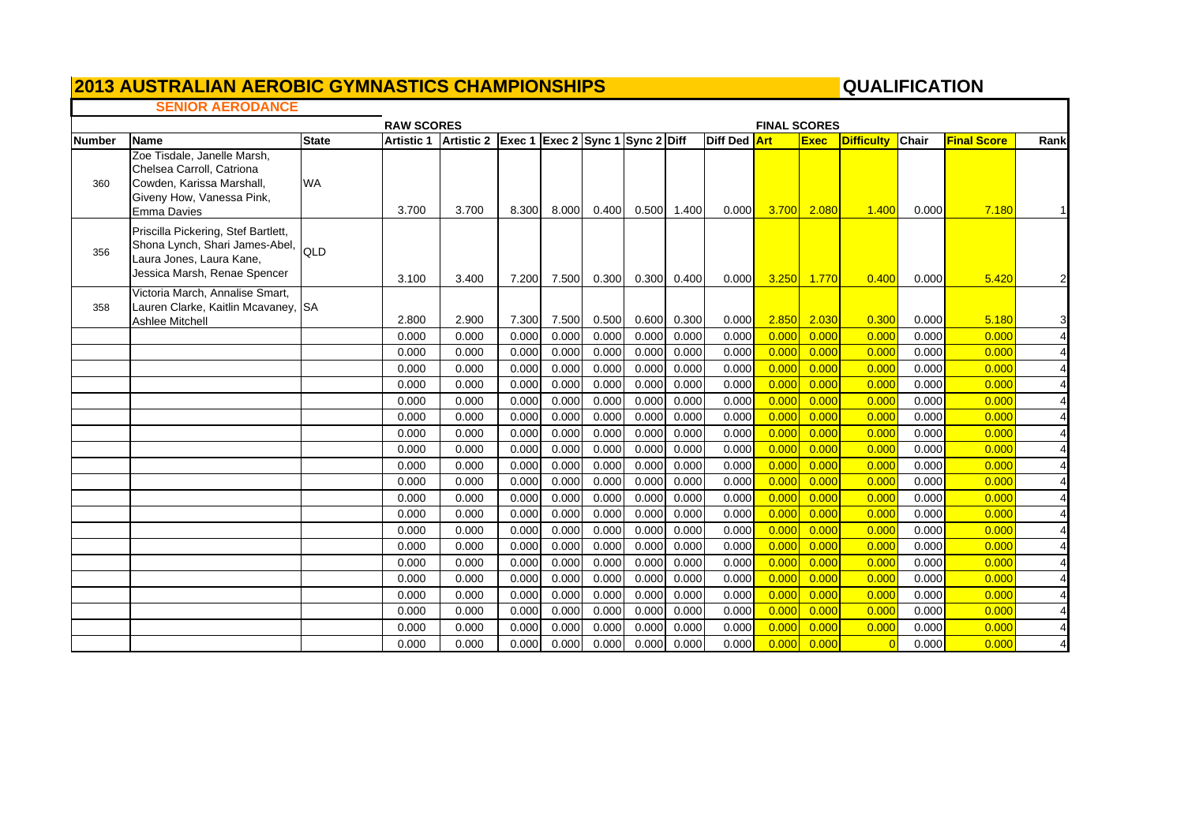# 2013 AUSTRALIAN AEROBIC GYMNASTICS CHAMPIONSHIPS

## QUALIFICATION

### SENIOR AERODANCE

| | | | RAW SCORES | | | | | | | | FINAL SCORES | | | | | |
|---|---|---|---|---|---|---|---|---|---|---|---|---|---|---|---|---|
| Number | Name | State | Artistic 1 | Artistic 2 | Exec 1 | Exec 2 | Sync 1 | Sync 2 | Diff | Diff Ded | Art | Exec | Difficulty | Chair | Final Score | Rank |
| 360 | Zoe Tisdale, Janelle Marsh, Chelsea Carroll, Catriona Cowden, Karissa Marshall, Giveny How, Vanessa Pink, Emma Davies | WA | 3.700 | 3.700 | 8.300 | 8.000 | 0.400 | 0.500 | 1.400 | 0.000 | 3.700 | 2.080 | 1.400 | 0.000 | 7.180 | 1 |
| 356 | Priscilla Pickering, Stef Bartlett, Shona Lynch, Shari James-Abel, Laura Jones, Laura Kane, Jessica Marsh, Renae Spencer | QLD | 3.100 | 3.400 | 7.200 | 7.500 | 0.300 | 0.300 | 0.400 | 0.000 | 3.250 | 1.770 | 0.400 | 0.000 | 5.420 | 2 |
| 358 | Victoria March, Annalise Smart, Lauren Clarke, Kaitlin Mcavaney, Ashlee Mitchell | SA | 2.800 | 2.900 | 7.300 | 7.500 | 0.500 | 0.600 | 0.300 | 0.000 | 2.850 | 2.030 | 0.300 | 0.000 | 5.180 | 3 |
| | | | 0.000 | 0.000 | 0.000 | 0.000 | 0.000 | 0.000 | 0.000 | 0.000 | 0.000 | 0.000 | 0.000 | 0.000 | 0.000 | 4 |
| | | | 0.000 | 0.000 | 0.000 | 0.000 | 0.000 | 0.000 | 0.000 | 0.000 | 0.000 | 0.000 | 0.000 | 0.000 | 0.000 | 4 |
| | | | 0.000 | 0.000 | 0.000 | 0.000 | 0.000 | 0.000 | 0.000 | 0.000 | 0.000 | 0.000 | 0.000 | 0.000 | 0.000 | 4 |
| | | | 0.000 | 0.000 | 0.000 | 0.000 | 0.000 | 0.000 | 0.000 | 0.000 | 0.000 | 0.000 | 0.000 | 0.000 | 0.000 | 4 |
| | | | 0.000 | 0.000 | 0.000 | 0.000 | 0.000 | 0.000 | 0.000 | 0.000 | 0.000 | 0.000 | 0.000 | 0.000 | 0.000 | 4 |
| | | | 0.000 | 0.000 | 0.000 | 0.000 | 0.000 | 0.000 | 0.000 | 0.000 | 0.000 | 0.000 | 0.000 | 0.000 | 0.000 | 4 |
| | | | 0.000 | 0.000 | 0.000 | 0.000 | 0.000 | 0.000 | 0.000 | 0.000 | 0.000 | 0.000 | 0.000 | 0.000 | 0.000 | 4 |
| | | | 0.000 | 0.000 | 0.000 | 0.000 | 0.000 | 0.000 | 0.000 | 0.000 | 0.000 | 0.000 | 0.000 | 0.000 | 0.000 | 4 |
| | | | 0.000 | 0.000 | 0.000 | 0.000 | 0.000 | 0.000 | 0.000 | 0.000 | 0.000 | 0.000 | 0.000 | 0.000 | 0.000 | 4 |
| | | | 0.000 | 0.000 | 0.000 | 0.000 | 0.000 | 0.000 | 0.000 | 0.000 | 0.000 | 0.000 | 0.000 | 0.000 | 0.000 | 4 |
| | | | 0.000 | 0.000 | 0.000 | 0.000 | 0.000 | 0.000 | 0.000 | 0.000 | 0.000 | 0.000 | 0.000 | 0.000 | 0.000 | 4 |
| | | | 0.000 | 0.000 | 0.000 | 0.000 | 0.000 | 0.000 | 0.000 | 0.000 | 0.000 | 0.000 | 0.000 | 0.000 | 0.000 | 4 |
| | | | 0.000 | 0.000 | 0.000 | 0.000 | 0.000 | 0.000 | 0.000 | 0.000 | 0.000 | 0.000 | 0.000 | 0.000 | 0.000 | 4 |
| | | | 0.000 | 0.000 | 0.000 | 0.000 | 0.000 | 0.000 | 0.000 | 0.000 | 0.000 | 0.000 | 0.000 | 0.000 | 0.000 | 4 |
| | | | 0.000 | 0.000 | 0.000 | 0.000 | 0.000 | 0.000 | 0.000 | 0.000 | 0.000 | 0.000 | 0.000 | 0.000 | 0.000 | 4 |
| | | | 0.000 | 0.000 | 0.000 | 0.000 | 0.000 | 0.000 | 0.000 | 0.000 | 0.000 | 0.000 | 0.000 | 0.000 | 0.000 | 4 |
| | | | 0.000 | 0.000 | 0.000 | 0.000 | 0.000 | 0.000 | 0.000 | 0.000 | 0.000 | 0.000 | 0.000 | 0.000 | 0.000 | 4 |
| | | | 0.000 | 0.000 | 0.000 | 0.000 | 0.000 | 0.000 | 0.000 | 0.000 | 0.000 | 0.000 | 0.000 | 0.000 | 0.000 | 4 |
| | | | 0.000 | 0.000 | 0.000 | 0.000 | 0.000 | 0.000 | 0.000 | 0.000 | 0.000 | 0.000 | 0.000 | 0.000 | 0.000 | 4 |
| | | | 0.000 | 0.000 | 0.000 | 0.000 | 0.000 | 0.000 | 0.000 | 0.000 | 0.000 | 0.000 | 0 | 0.000 | 0.000 | 4 |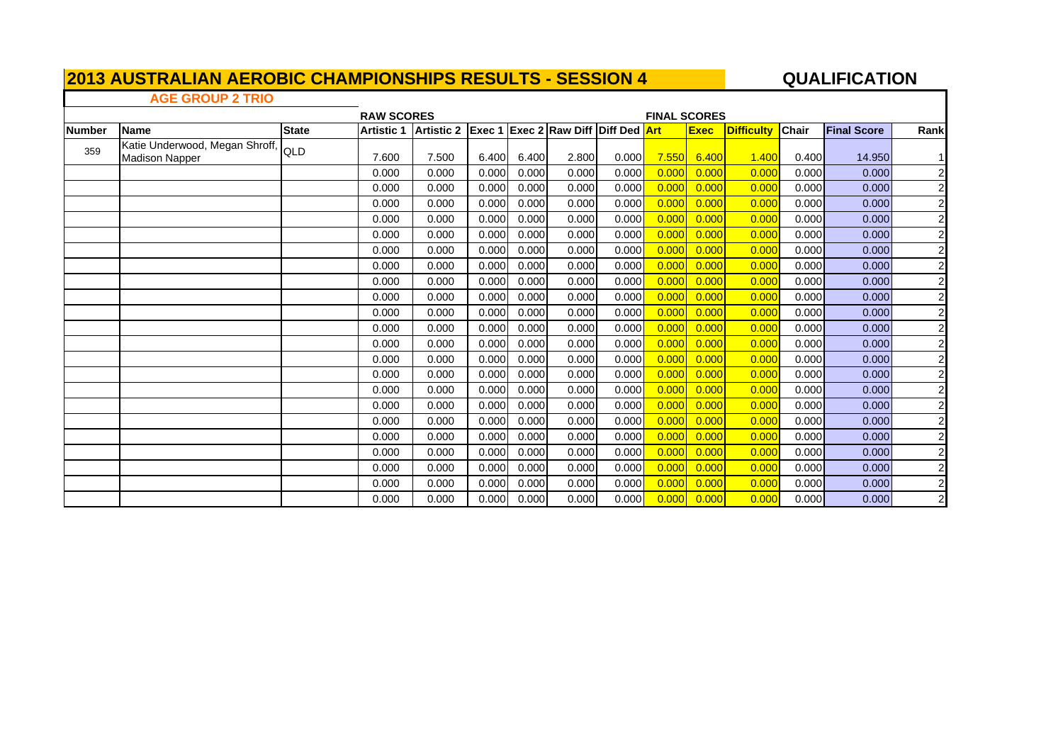# 2013 AUSTRALIAN AEROBIC CHAMPIONSHIPS RESULTS - SESSION 4

## QUALIFICATION

### AGE GROUP 2 TRIO

| | | | RAW SCORES | | | | | | FINAL SCORES | | | | | |
|---|---|---|---|---|---|---|---|---|---|---|---|---|---|---|
| Number | Name | State | Artistic 1 | Artistic 2 | Exec 1 | Exec 2 | Raw Diff | Diff Ded | Art | Exec | Difficulty | Chair | Final Score | Rank |
| 359 | Katie Underwood, Megan Shroff, Madison Napper | QLD | 7.600 | 7.500 | 6.400 | 6.400 | 2.800 | 0.000 | 7.550 | 6.400 | 1.400 | 0.400 | 14.950 | 1 |
| | | | 0.000 | 0.000 | 0.000 | 0.000 | 0.000 | 0.000 | 0.000 | 0.000 | 0.000 | 0.000 | 0.000 | 2 |
| | | | 0.000 | 0.000 | 0.000 | 0.000 | 0.000 | 0.000 | 0.000 | 0.000 | 0.000 | 0.000 | 0.000 | 2 |
| | | | 0.000 | 0.000 | 0.000 | 0.000 | 0.000 | 0.000 | 0.000 | 0.000 | 0.000 | 0.000 | 0.000 | 2 |
| | | | 0.000 | 0.000 | 0.000 | 0.000 | 0.000 | 0.000 | 0.000 | 0.000 | 0.000 | 0.000 | 0.000 | 2 |
| | | | 0.000 | 0.000 | 0.000 | 0.000 | 0.000 | 0.000 | 0.000 | 0.000 | 0.000 | 0.000 | 0.000 | 2 |
| | | | 0.000 | 0.000 | 0.000 | 0.000 | 0.000 | 0.000 | 0.000 | 0.000 | 0.000 | 0.000 | 0.000 | 2 |
| | | | 0.000 | 0.000 | 0.000 | 0.000 | 0.000 | 0.000 | 0.000 | 0.000 | 0.000 | 0.000 | 0.000 | 2 |
| | | | 0.000 | 0.000 | 0.000 | 0.000 | 0.000 | 0.000 | 0.000 | 0.000 | 0.000 | 0.000 | 0.000 | 2 |
| | | | 0.000 | 0.000 | 0.000 | 0.000 | 0.000 | 0.000 | 0.000 | 0.000 | 0.000 | 0.000 | 0.000 | 2 |
| | | | 0.000 | 0.000 | 0.000 | 0.000 | 0.000 | 0.000 | 0.000 | 0.000 | 0.000 | 0.000 | 0.000 | 2 |
| | | | 0.000 | 0.000 | 0.000 | 0.000 | 0.000 | 0.000 | 0.000 | 0.000 | 0.000 | 0.000 | 0.000 | 2 |
| | | | 0.000 | 0.000 | 0.000 | 0.000 | 0.000 | 0.000 | 0.000 | 0.000 | 0.000 | 0.000 | 0.000 | 2 |
| | | | 0.000 | 0.000 | 0.000 | 0.000 | 0.000 | 0.000 | 0.000 | 0.000 | 0.000 | 0.000 | 0.000 | 2 |
| | | | 0.000 | 0.000 | 0.000 | 0.000 | 0.000 | 0.000 | 0.000 | 0.000 | 0.000 | 0.000 | 0.000 | 2 |
| | | | 0.000 | 0.000 | 0.000 | 0.000 | 0.000 | 0.000 | 0.000 | 0.000 | 0.000 | 0.000 | 0.000 | 2 |
| | | | 0.000 | 0.000 | 0.000 | 0.000 | 0.000 | 0.000 | 0.000 | 0.000 | 0.000 | 0.000 | 0.000 | 2 |
| | | | 0.000 | 0.000 | 0.000 | 0.000 | 0.000 | 0.000 | 0.000 | 0.000 | 0.000 | 0.000 | 0.000 | 2 |
| | | | 0.000 | 0.000 | 0.000 | 0.000 | 0.000 | 0.000 | 0.000 | 0.000 | 0.000 | 0.000 | 0.000 | 2 |
| | | | 0.000 | 0.000 | 0.000 | 0.000 | 0.000 | 0.000 | 0.000 | 0.000 | 0.000 | 0.000 | 0.000 | 2 |
| | | | 0.000 | 0.000 | 0.000 | 0.000 | 0.000 | 0.000 | 0.000 | 0.000 | 0.000 | 0.000 | 0.000 | 2 |